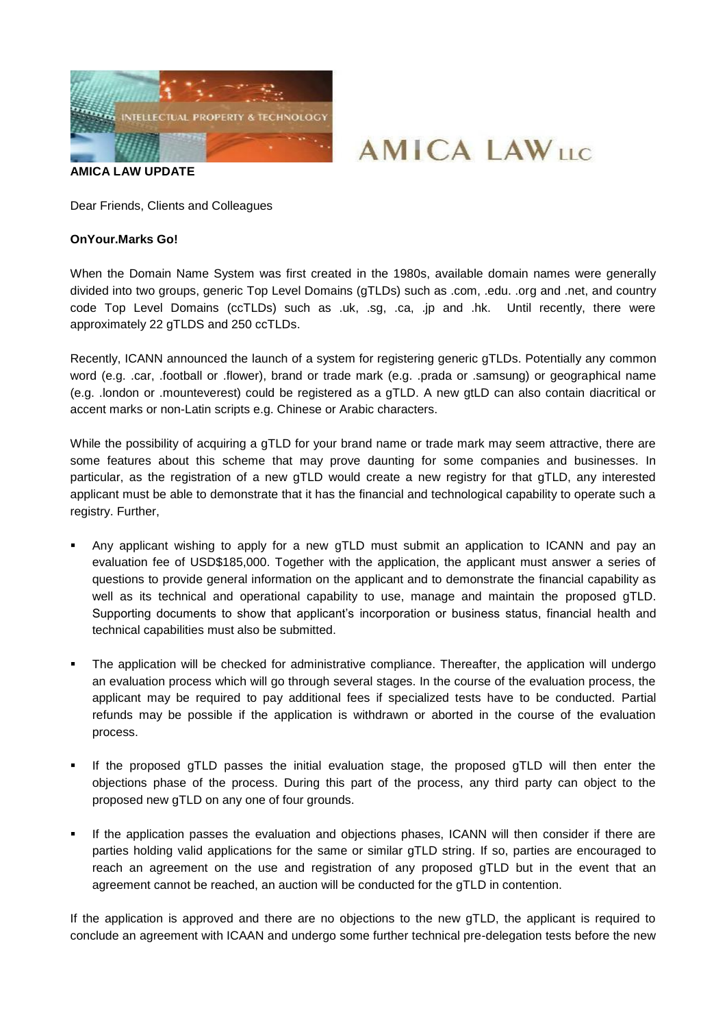**AMICA LAW UPDATE**

Dear Friends, Clients and Colleagues

**OnYour.Marks Go!**

When the Domain Name System was first created in the 1980s, available domain names were generally divided into two groups, generic Top Level Domains (gTLDs) such as .com, .edu. .org and .net, and country code Top Level Domains (ccTLDs) such as .uk, .sg, .ca, .jp and .hk. Until recently, there were approximately 22 gTLDS and 250 ccTLDs.

Recently, ICANN announced the launch of a system for registering generic gTLDs. Potentially any common word (e.g. .car, .football or .flower), brand or trade mark (e.g. .prada or .samsung) or geographical name (e.g. .london or .mounteverest) could be registered as a gTLD. A new gtLD can also contain diacritical or accent marks or non-Latin scripts e.g. Chinese or Arabic characters.

While the possibility of acquiring a gTLD for your brand name or trade mark may seem attractive, there are some features about this scheme that may prove daunting for some companies and businesses. In particular, as the registration of a new gTLD would create a new registry for that gTLD, any interested applicant must be able to demonstrate that it has the financial and technological capability to operate such a registry. Further,

- Any applicant wishing to apply for a new gTLD must submit an application to ICANN and pay an evaluation fee of USD$185,000. Together with the application, the applicant must answer a series of questions to provide general information on the applicant and to demonstrate the financial capability as well as its technical and operational capability to use, manage and maintain the proposed gTLD. Supporting documents to show that applicant's incorporation or business status, financial health and technical capabilities must also be submitted.

- The application will be checked for administrative compliance. Thereafter, the application will undergo an evaluation process which will go through several stages. In the course of the evaluation process, the applicant may be required to pay additional fees if specialized tests have to be conducted. Partial refunds may be possible if the application is withdrawn or aborted in the course of the evaluation process.

- If the proposed gTLD passes the initial evaluation stage, the proposed gTLD will then enter the objections phase of the process. During this part of the process, any third party can object to the proposed new gTLD on any one of four grounds.

- If the application passes the evaluation and objections phases, ICANN will then consider if there are parties holding valid applications for the same or similar gTLD string. If so, parties are encouraged to reach an agreement on the use and registration of any proposed gTLD but in the event that an agreement cannot be reached, an auction will be conducted for the gTLD in contention.

If the application is approved and there are no objections to the new gTLD, the applicant is required to conclude an agreement with ICAAN and undergo some further technical pre-delegation tests before the new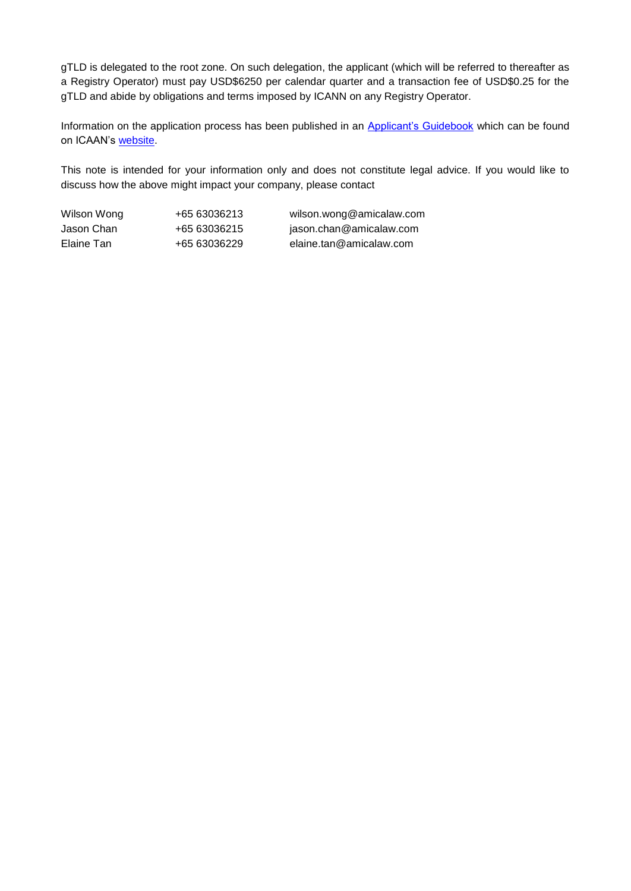gTLD is delegated to the root zone. On such delegation, the applicant (which will be referred to thereafter as a Registry Operator) must pay USD$6250 per calendar quarter and a transaction fee of USD$0.25 for the gTLD and abide by obligations and terms imposed by ICANN on any Registry Operator.

Information on the application process has been published in an Applicant's Guidebook which can be found on ICAAN's website.

This note is intended for your information only and does not constitute legal advice. If you would like to discuss how the above might impact your company, please contact

| | | |
|---|---|---|
| Wilson Wong | +65 63036213 | wilson.wong@amicalaw.com |
| Jason Chan | +65 63036215 | jason.chan@amicalaw.com |
| Elaine Tan | +65 63036229 | elaine.tan@amicalaw.com |